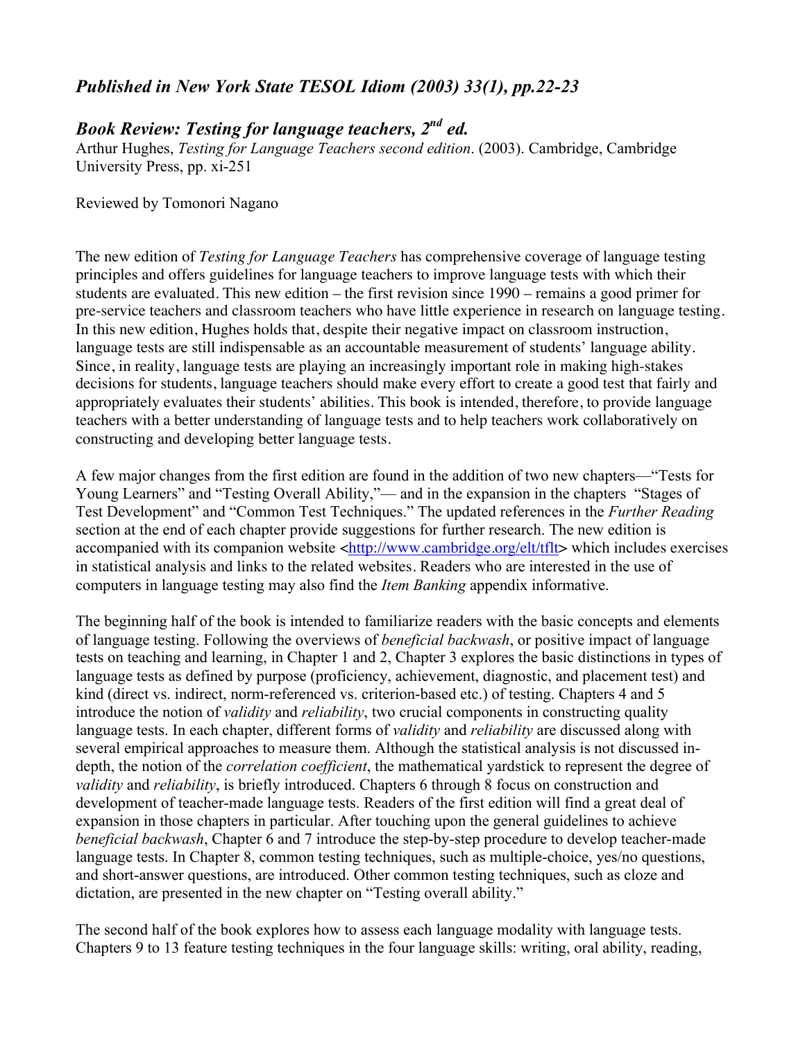*Published in New York State TESOL Idiom (2003) 33(1), pp.22-23*

## *Book Review: Testing for language teachers, 2nd ed.*

Arthur Hughes, *Testing for Language Teachers second edition*. (2003). Cambridge, Cambridge University Press, pp. xi-251

Reviewed by Tomonori Nagano

The new edition of *Testing for Language Teachers* has comprehensive coverage of language testing principles and offers guidelines for language teachers to improve language tests with which their students are evaluated. This new edition – the first revision since 1990 – remains a good primer for pre-service teachers and classroom teachers who have little experience in research on language testing. In this new edition, Hughes holds that, despite their negative impact on classroom instruction, language tests are still indispensable as an accountable measurement of students' language ability. Since, in reality, language tests are playing an increasingly important role in making high-stakes decisions for students, language teachers should make every effort to create a good test that fairly and appropriately evaluates their students' abilities. This book is intended, therefore, to provide language teachers with a better understanding of language tests and to help teachers work collaboratively on constructing and developing better language tests.

A few major changes from the first edition are found in the addition of two new chapters—"Tests for Young Learners" and "Testing Overall Ability,"— and in the expansion in the chapters "Stages of Test Development" and "Common Test Techniques." The updated references in the *Further Reading* section at the end of each chapter provide suggestions for further research. The new edition is accompanied with its companion website <http://www.cambridge.org/elt/tflt> which includes exercises in statistical analysis and links to the related websites. Readers who are interested in the use of computers in language testing may also find the *Item Banking* appendix informative.

The beginning half of the book is intended to familiarize readers with the basic concepts and elements of language testing. Following the overviews of *beneficial backwash*, or positive impact of language tests on teaching and learning, in Chapter 1 and 2, Chapter 3 explores the basic distinctions in types of language tests as defined by purpose (proficiency, achievement, diagnostic, and placement test) and kind (direct vs. indirect, norm-referenced vs. criterion-based etc.) of testing. Chapters 4 and 5 introduce the notion of *validity* and *reliability*, two crucial components in constructing quality language tests. In each chapter, different forms of *validity* and *reliability* are discussed along with several empirical approaches to measure them. Although the statistical analysis is not discussed in-depth, the notion of the *correlation coefficient*, the mathematical yardstick to represent the degree of *validity* and *reliability*, is briefly introduced. Chapters 6 through 8 focus on construction and development of teacher-made language tests. Readers of the first edition will find a great deal of expansion in those chapters in particular. After touching upon the general guidelines to achieve *beneficial backwash*, Chapter 6 and 7 introduce the step-by-step procedure to develop teacher-made language tests. In Chapter 8, common testing techniques, such as multiple-choice, yes/no questions, and short-answer questions, are introduced. Other common testing techniques, such as cloze and dictation, are presented in the new chapter on "Testing overall ability."

The second half of the book explores how to assess each language modality with language tests. Chapters 9 to 13 feature testing techniques in the four language skills: writing, oral ability, reading,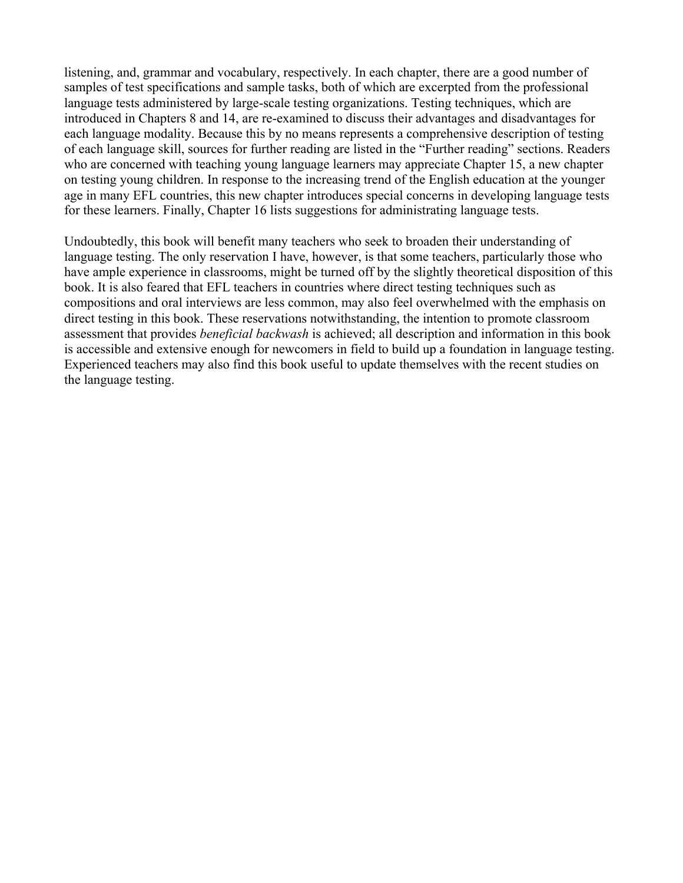listening, and, grammar and vocabulary, respectively. In each chapter, there are a good number of samples of test specifications and sample tasks, both of which are excerpted from the professional language tests administered by large-scale testing organizations. Testing techniques, which are introduced in Chapters 8 and 14, are re-examined to discuss their advantages and disadvantages for each language modality. Because this by no means represents a comprehensive description of testing of each language skill, sources for further reading are listed in the "Further reading" sections. Readers who are concerned with teaching young language learners may appreciate Chapter 15, a new chapter on testing young children. In response to the increasing trend of the English education at the younger age in many EFL countries, this new chapter introduces special concerns in developing language tests for these learners. Finally, Chapter 16 lists suggestions for administrating language tests.

Undoubtedly, this book will benefit many teachers who seek to broaden their understanding of language testing. The only reservation I have, however, is that some teachers, particularly those who have ample experience in classrooms, might be turned off by the slightly theoretical disposition of this book. It is also feared that EFL teachers in countries where direct testing techniques such as compositions and oral interviews are less common, may also feel overwhelmed with the emphasis on direct testing in this book. These reservations notwithstanding, the intention to promote classroom assessment that provides *beneficial backwash* is achieved; all description and information in this book is accessible and extensive enough for newcomers in field to build up a foundation in language testing. Experienced teachers may also find this book useful to update themselves with the recent studies on the language testing.